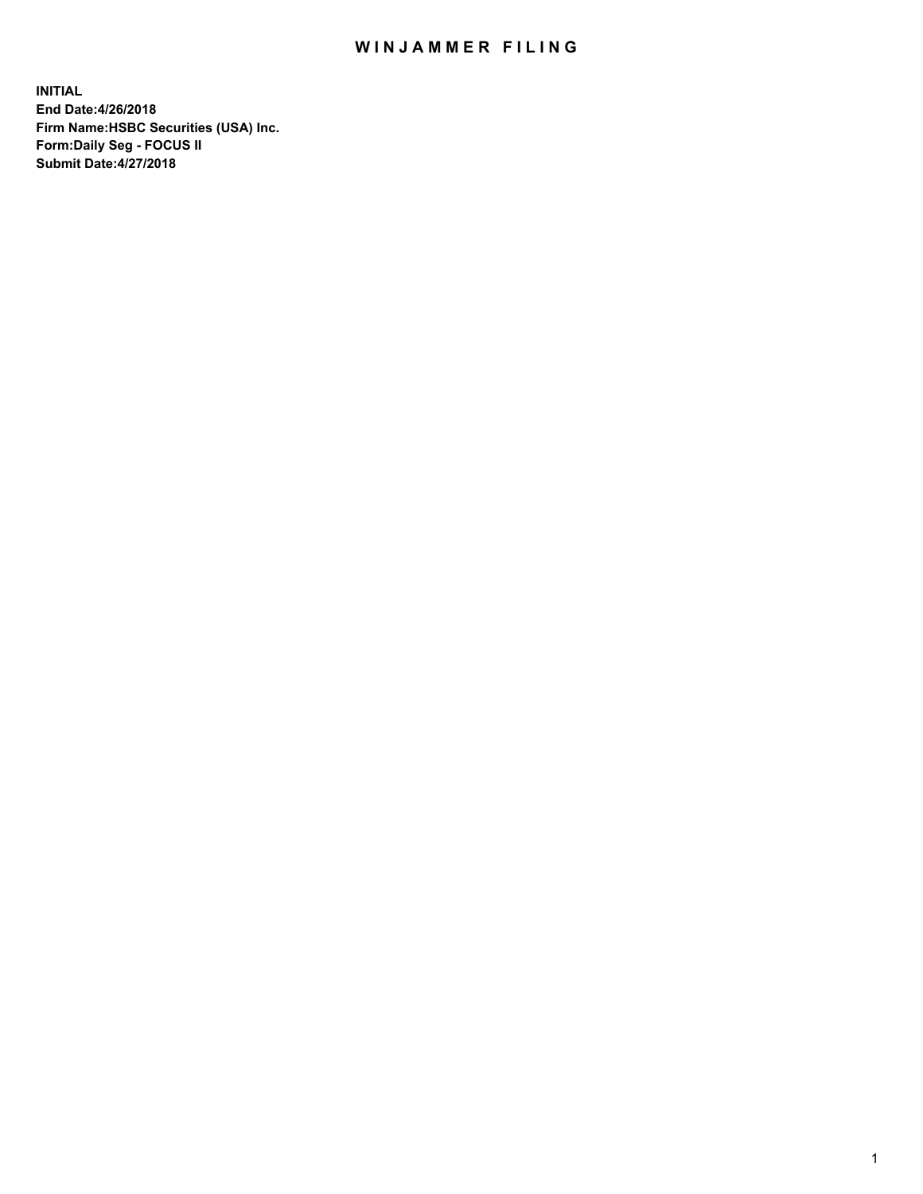# WINJAMMER FILING

**INITIAL**
**End Date:4/26/2018**
**Firm Name:HSBC Securities (USA) Inc.**
**Form:Daily Seg - FOCUS II**
**Submit Date:4/27/2018**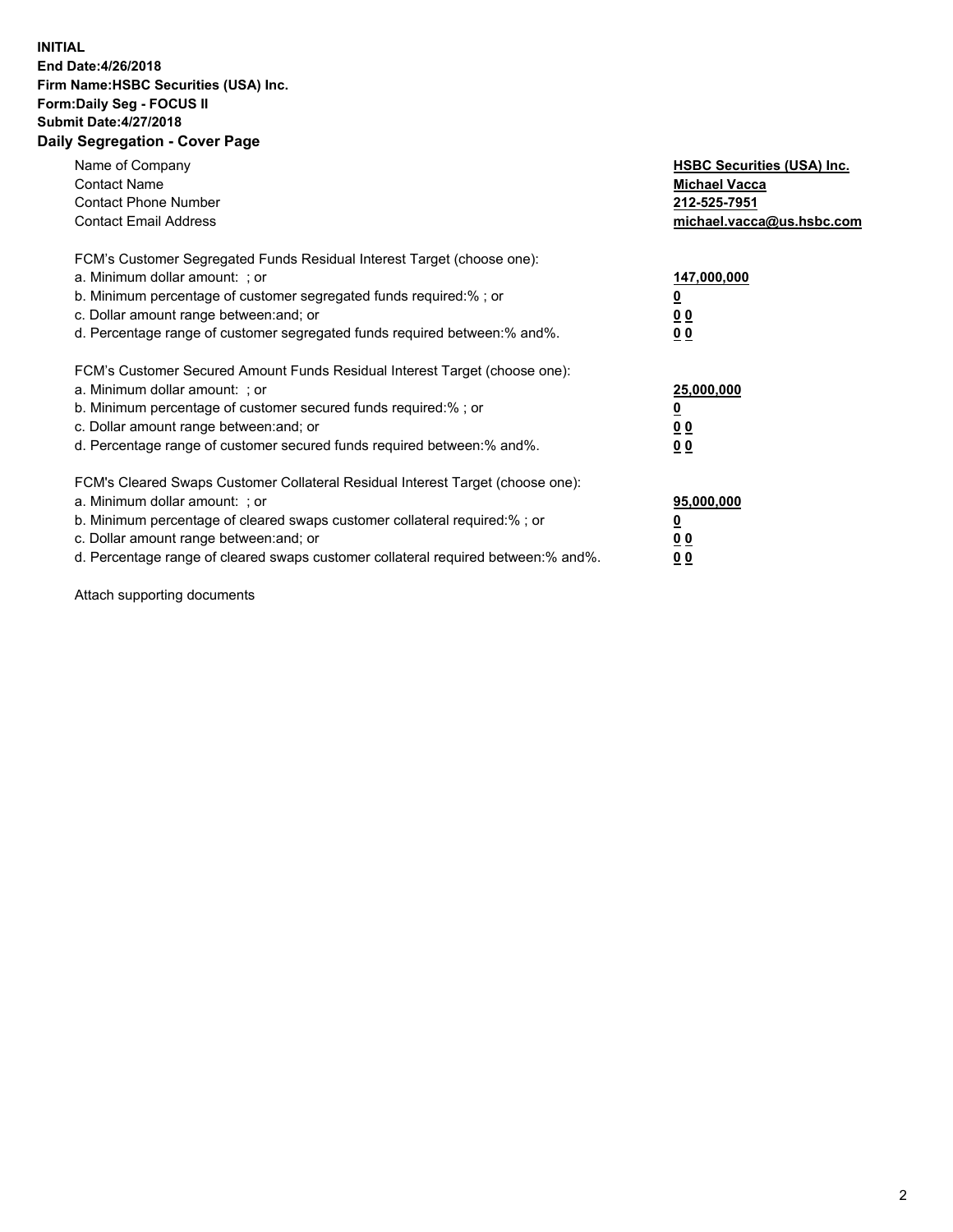**INITIAL**
**End Date:4/26/2018**
**Firm Name:HSBC Securities (USA) Inc.**
**Form:Daily Seg - FOCUS II**
**Submit Date:4/27/2018**

## Daily Segregation - Cover Page

| | |
|---|---|
| Name of Company | **HSBC Securities (USA) Inc.** |
| Contact Name | **Michael Vacca** |
| Contact Phone Number | **212-525-7951** |
| Contact Email Address | **michael.vacca@us.hsbc.com** |

| | |
|---|---|
| FCM's Customer Segregated Funds Residual Interest Target (choose one): | |
| a. Minimum dollar amount: ; or | **147,000,000** |
| b. Minimum percentage of customer segregated funds required:% ; or | **0** |
| c. Dollar amount range between:and; or | **0 0** |
| d. Percentage range of customer segregated funds required between:% and%. | **0 0** |

| | |
|---|---|
| FCM's Customer Secured Amount Funds Residual Interest Target (choose one): | |
| a. Minimum dollar amount: ; or | **25,000,000** |
| b. Minimum percentage of customer secured funds required:% ; or | **0** |
| c. Dollar amount range between:and; or | **0 0** |
| d. Percentage range of customer secured funds required between:% and%. | **0 0** |

| | |
|---|---|
| FCM's Cleared Swaps Customer Collateral Residual Interest Target (choose one): | |
| a. Minimum dollar amount: ; or | **95,000,000** |
| b. Minimum percentage of cleared swaps customer collateral required:% ; or | **0** |
| c. Dollar amount range between:and; or | **0 0** |
| d. Percentage range of cleared swaps customer collateral required between:% and%. | **0 0** |

Attach supporting documents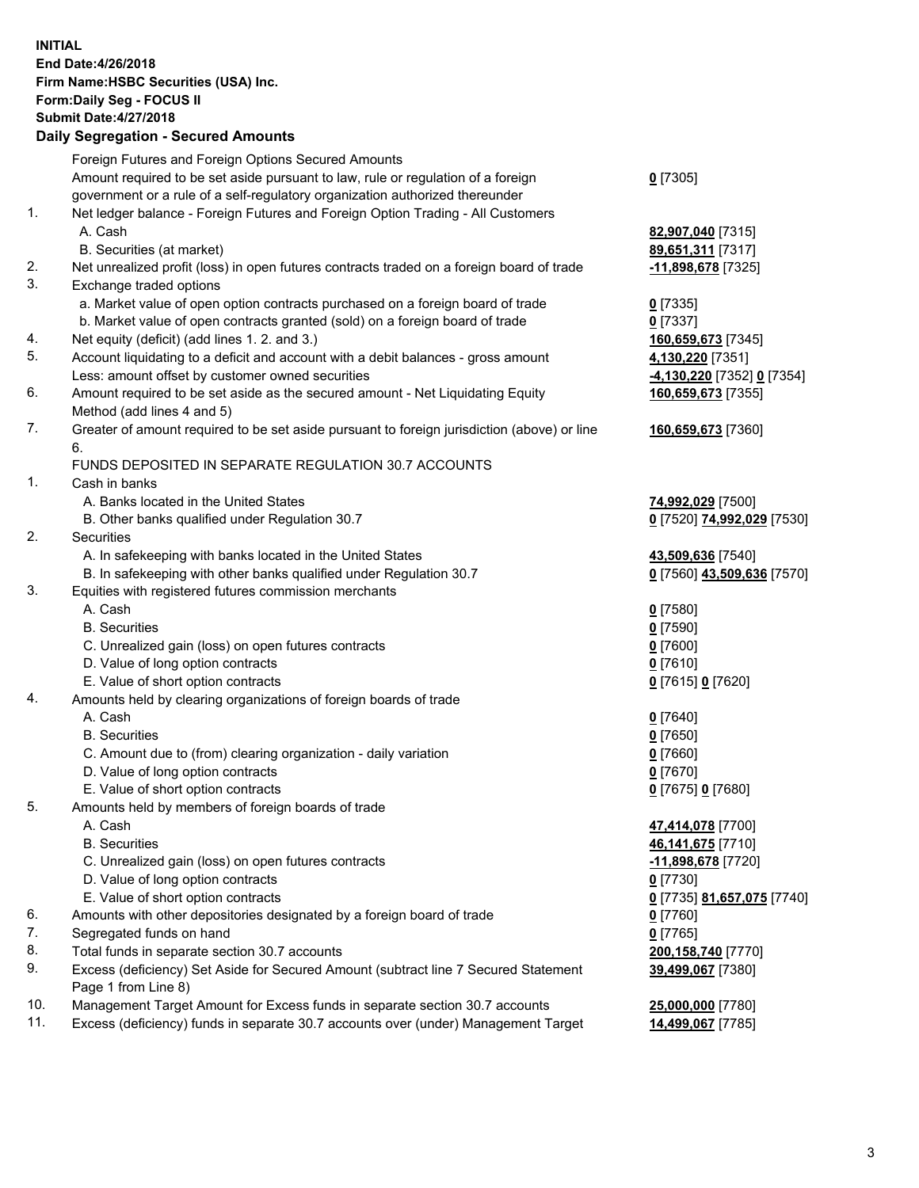**INITIAL**
**End Date:4/26/2018**
**Firm Name:HSBC Securities (USA) Inc.**
**Form:Daily Seg - FOCUS II**
**Submit Date:4/27/2018**

## Daily Segregation - Secured Amounts

| | | |
|---|---|---|
| | Foreign Futures and Foreign Options Secured Amounts | |
| | Amount required to be set aside pursuant to law, rule or regulation of a foreign government or a rule of a self-regulatory organization authorized thereunder | **0** [7305] |
| 1. | Net ledger balance - Foreign Futures and Foreign Option Trading - All Customers | |
| | A. Cash | **82,907,040** [7315] |
| | B. Securities (at market) | **89,651,311** [7317] |
| 2. | Net unrealized profit (loss) in open futures contracts traded on a foreign board of trade | **-11,898,678** [7325] |
| 3. | Exchange traded options | |
| | a. Market value of open option contracts purchased on a foreign board of trade | **0** [7335] |
| | b. Market value of open contracts granted (sold) on a foreign board of trade | **0** [7337] |
| 4. | Net equity (deficit) (add lines 1. 2. and 3.) | **160,659,673** [7345] |
| 5. | Account liquidating to a deficit and account with a debit balances - gross amount | **4,130,220** [7351] |
| | Less: amount offset by customer owned securities | **-4,130,220** [7352] **0** [7354] |
| 6. | Amount required to be set aside as the secured amount - Net Liquidating Equity Method (add lines 4 and 5) | **160,659,673** [7355] |
| 7. | Greater of amount required to be set aside pursuant to foreign jurisdiction (above) or line 6. | **160,659,673** [7360] |
| | FUNDS DEPOSITED IN SEPARATE REGULATION 30.7 ACCOUNTS | |
| 1. | Cash in banks | |
| | A. Banks located in the United States | **74,992,029** [7500] |
| | B. Other banks qualified under Regulation 30.7 | **0** [7520] **74,992,029** [7530] |
| 2. | Securities | |
| | A. In safekeeping with banks located in the United States | **43,509,636** [7540] |
| | B. In safekeeping with other banks qualified under Regulation 30.7 | **0** [7560] **43,509,636** [7570] |
| 3. | Equities with registered futures commission merchants | |
| | A. Cash | **0** [7580] |
| | B. Securities | **0** [7590] |
| | C. Unrealized gain (loss) on open futures contracts | **0** [7600] |
| | D. Value of long option contracts | **0** [7610] |
| | E. Value of short option contracts | **0** [7615] **0** [7620] |
| 4. | Amounts held by clearing organizations of foreign boards of trade | |
| | A. Cash | **0** [7640] |
| | B. Securities | **0** [7650] |
| | C. Amount due to (from) clearing organization - daily variation | **0** [7660] |
| | D. Value of long option contracts | **0** [7670] |
| | E. Value of short option contracts | **0** [7675] **0** [7680] |
| 5. | Amounts held by members of foreign boards of trade | |
| | A. Cash | **47,414,078** [7700] |
| | B. Securities | **46,141,675** [7710] |
| | C. Unrealized gain (loss) on open futures contracts | **-11,898,678** [7720] |
| | D. Value of long option contracts | **0** [7730] |
| | E. Value of short option contracts | **0** [7735] **81,657,075** [7740] |
| 6. | Amounts with other depositories designated by a foreign board of trade | **0** [7760] |
| 7. | Segregated funds on hand | **0** [7765] |
| 8. | Total funds in separate section 30.7 accounts | **200,158,740** [7770] |
| 9. | Excess (deficiency) Set Aside for Secured Amount (subtract line 7 Secured Statement Page 1 from Line 8) | **39,499,067** [7380] |
| 10. | Management Target Amount for Excess funds in separate section 30.7 accounts | **25,000,000** [7780] |
| 11. | Excess (deficiency) funds in separate 30.7 accounts over (under) Management Target | **14,499,067** [7785] |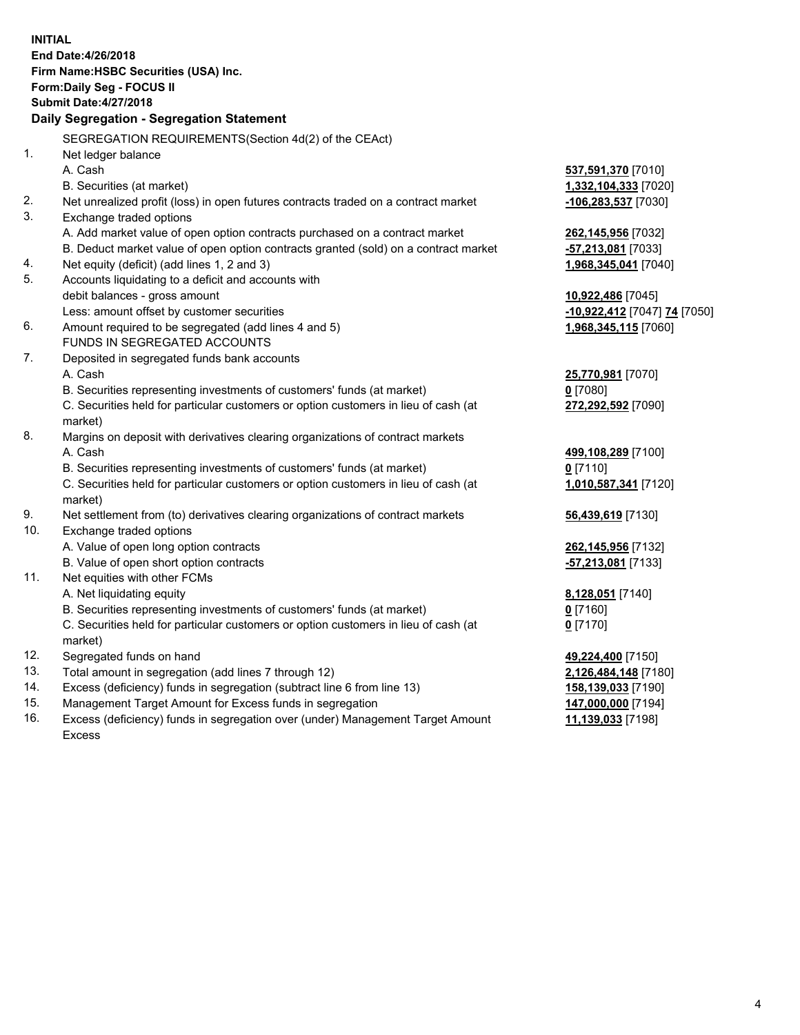**INITIAL**
**End Date:4/26/2018**
**Firm Name:HSBC Securities (USA) Inc.**
**Form:Daily Seg - FOCUS II**
**Submit Date:4/27/2018**

**Daily Segregation - Segregation Statement**

SEGREGATION REQUIREMENTS(Section 4d(2) of the CEAct)

| | | |
|---|---|---|
| 1. | Net ledger balance | |
| | A. Cash | **537,591,370** [7010] |
| | B. Securities (at market) | **1,332,104,333** [7020] |
| 2. | Net unrealized profit (loss) in open futures contracts traded on a contract market | **-106,283,537** [7030] |
| 3. | Exchange traded options | |
| | A. Add market value of open option contracts purchased on a contract market | **262,145,956** [7032] |
| | B. Deduct market value of open option contracts granted (sold) on a contract market | **-57,213,081** [7033] |
| 4. | Net equity (deficit) (add lines 1, 2 and 3) | **1,968,345,041** [7040] |
| 5. | Accounts liquidating to a deficit and accounts with debit balances - gross amount | **10,922,486** [7045] |
| | Less: amount offset by customer securities | **-10,922,412** [7047] **74** [7050] |
| 6. | Amount required to be segregated (add lines 4 and 5) | **1,968,345,115** [7060] |
| | FUNDS IN SEGREGATED ACCOUNTS | |
| 7. | Deposited in segregated funds bank accounts | |
| | A. Cash | **25,770,981** [7070] |
| | B. Securities representing investments of customers' funds (at market) | **0** [7080] |
| | C. Securities held for particular customers or option customers in lieu of cash (at market) | **272,292,592** [7090] |
| 8. | Margins on deposit with derivatives clearing organizations of contract markets | |
| | A. Cash | **499,108,289** [7100] |
| | B. Securities representing investments of customers' funds (at market) | **0** [7110] |
| | C. Securities held for particular customers or option customers in lieu of cash (at market) | **1,010,587,341** [7120] |
| 9. | Net settlement from (to) derivatives clearing organizations of contract markets | **56,439,619** [7130] |
| 10. | Exchange traded options | |
| | A. Value of open long option contracts | **262,145,956** [7132] |
| | B. Value of open short option contracts | **-57,213,081** [7133] |
| 11. | Net equities with other FCMs | |
| | A. Net liquidating equity | **8,128,051** [7140] |
| | B. Securities representing investments of customers' funds (at market) | **0** [7160] |
| | C. Securities held for particular customers or option customers in lieu of cash (at market) | **0** [7170] |
| 12. | Segregated funds on hand | **49,224,400** [7150] |
| 13. | Total amount in segregation (add lines 7 through 12) | **2,126,484,148** [7180] |
| 14. | Excess (deficiency) funds in segregation (subtract line 6 from line 13) | **158,139,033** [7190] |
| 15. | Management Target Amount for Excess funds in segregation | **147,000,000** [7194] |
| 16. | Excess (deficiency) funds in segregation over (under) Management Target Amount Excess | **11,139,033** [7198] |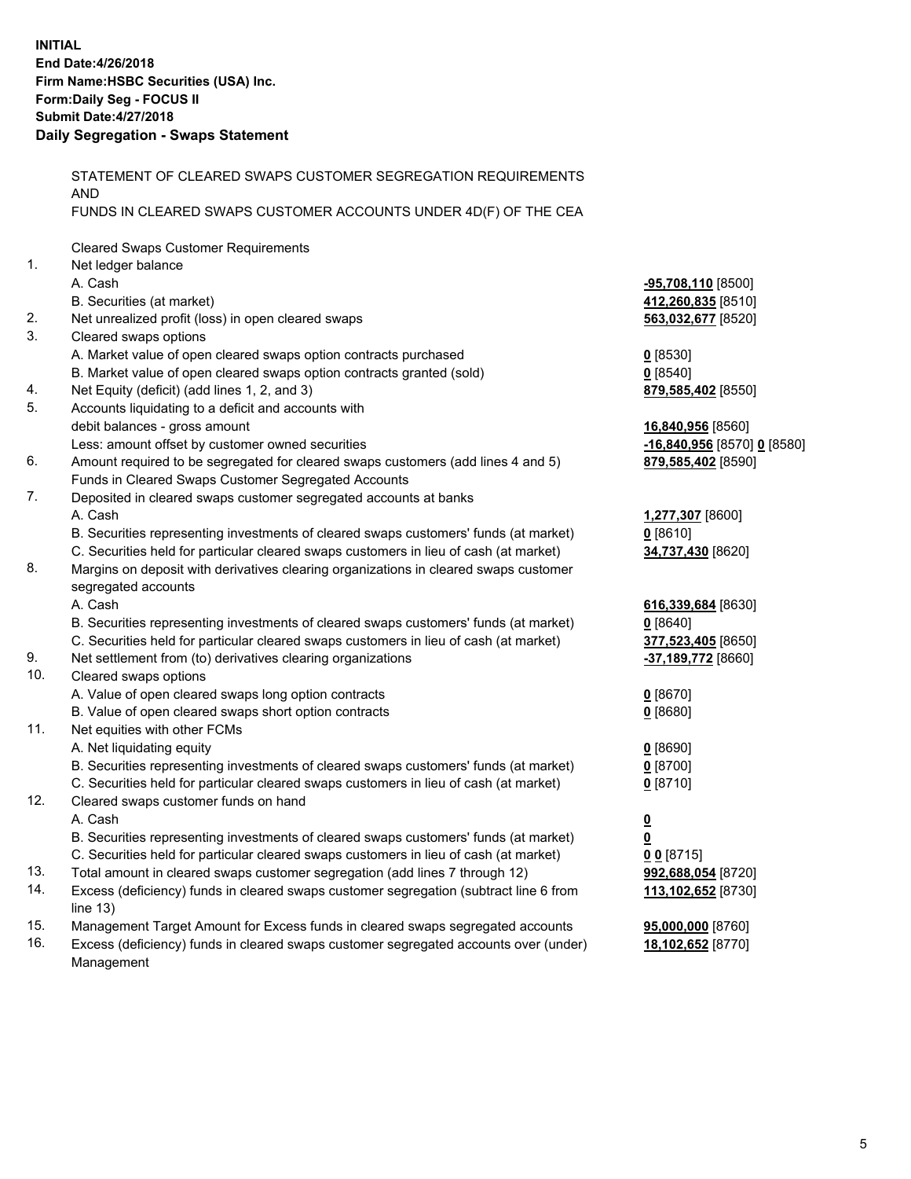**INITIAL**
**End Date:4/26/2018**
**Firm Name:HSBC Securities (USA) Inc.**
**Form:Daily Seg - FOCUS II**
**Submit Date:4/27/2018**
**Daily Segregation - Swaps Statement**

STATEMENT OF CLEARED SWAPS CUSTOMER SEGREGATION REQUIREMENTS AND FUNDS IN CLEARED SWAPS CUSTOMER ACCOUNTS UNDER 4D(F) OF THE CEA

| | | |
|---|---|---|
| | Cleared Swaps Customer Requirements | |
| 1. | Net ledger balance | |
| | A. Cash | **-95,708,110** [8500] |
| | B. Securities (at market) | **412,260,835** [8510] |
| 2. | Net unrealized profit (loss) in open cleared swaps | **563,032,677** [8520] |
| 3. | Cleared swaps options | |
| | A. Market value of open cleared swaps option contracts purchased | **0** [8530] |
| | B. Market value of open cleared swaps option contracts granted (sold) | **0** [8540] |
| 4. | Net Equity (deficit) (add lines 1, 2, and 3) | **879,585,402** [8550] |
| 5. | Accounts liquidating to a deficit and accounts with debit balances - gross amount | **16,840,956** [8560] |
| | Less: amount offset by customer owned securities | **-16,840,956** [8570] **0** [8580] |
| 6. | Amount required to be segregated for cleared swaps customers (add lines 4 and 5) | **879,585,402** [8590] |
| | Funds in Cleared Swaps Customer Segregated Accounts | |
| 7. | Deposited in cleared swaps customer segregated accounts at banks | |
| | A. Cash | **1,277,307** [8600] |
| | B. Securities representing investments of cleared swaps customers' funds (at market) | **0** [8610] |
| | C. Securities held for particular cleared swaps customers in lieu of cash (at market) | **34,737,430** [8620] |
| 8. | Margins on deposit with derivatives clearing organizations in cleared swaps customer segregated accounts | |
| | A. Cash | **616,339,684** [8630] |
| | B. Securities representing investments of cleared swaps customers' funds (at market) | **0** [8640] |
| | C. Securities held for particular cleared swaps customers in lieu of cash (at market) | **377,523,405** [8650] |
| 9. | Net settlement from (to) derivatives clearing organizations | **-37,189,772** [8660] |
| 10. | Cleared swaps options | |
| | A. Value of open cleared swaps long option contracts | **0** [8670] |
| | B. Value of open cleared swaps short option contracts | **0** [8680] |
| 11. | Net equities with other FCMs | |
| | A. Net liquidating equity | **0** [8690] |
| | B. Securities representing investments of cleared swaps customers' funds (at market) | **0** [8700] |
| | C. Securities held for particular cleared swaps customers in lieu of cash (at market) | **0** [8710] |
| 12. | Cleared swaps customer funds on hand | |
| | A. Cash | **0** |
| | B. Securities representing investments of cleared swaps customers' funds (at market) | **0** |
| | C. Securities held for particular cleared swaps customers in lieu of cash (at market) | **0** **0** [8715] |
| 13. | Total amount in cleared swaps customer segregation (add lines 7 through 12) | **992,688,054** [8720] |
| 14. | Excess (deficiency) funds in cleared swaps customer segregation (subtract line 6 from line 13) | **113,102,652** [8730] |
| 15. | Management Target Amount for Excess funds in cleared swaps segregated accounts | **95,000,000** [8760] |
| 16. | Excess (deficiency) funds in cleared swaps customer segregated accounts over (under) Management | **18,102,652** [8770] |